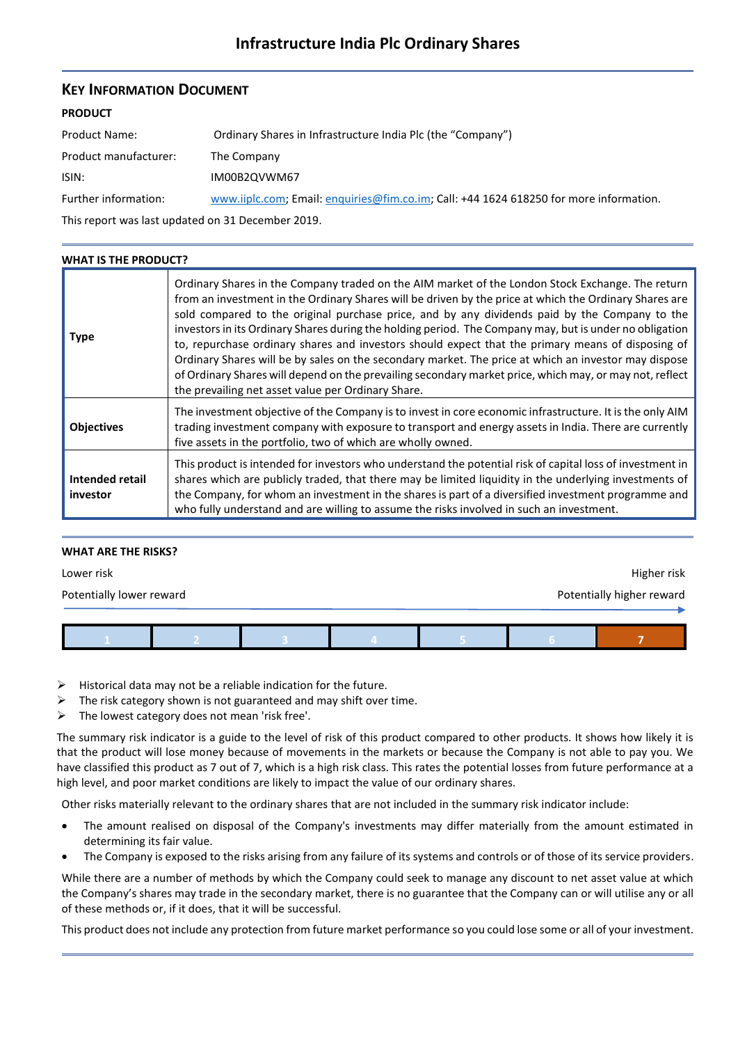# Infrastructure India Plc Ordinary Shares

## KEY INFORMATION DOCUMENT

### PRODUCT

| | |
|---|---|
| Product Name: | Ordinary Shares in Infrastructure India Plc (the "Company") |
| Product manufacturer: | The Company |
| ISIN: | IM00B2QVWM67 |
| Further information: | www.iiplc.com; Email: enquiries@fim.co.im; Call: +44 1624 618250 for more information. |

This report was last updated on 31 December 2019.

### WHAT IS THE PRODUCT?

| | |
|---|---|
| **Type** | Ordinary Shares in the Company traded on the AIM market of the London Stock Exchange. The return from an investment in the Ordinary Shares will be driven by the price at which the Ordinary Shares are sold compared to the original purchase price, and by any dividends paid by the Company to the investors in its Ordinary Shares during the holding period. The Company may, but is under no obligation to, repurchase ordinary shares and investors should expect that the primary means of disposing of Ordinary Shares will be by sales on the secondary market. The price at which an investor may dispose of Ordinary Shares will depend on the prevailing secondary market price, which may, or may not, reflect the prevailing net asset value per Ordinary Share. |
| **Objectives** | The investment objective of the Company is to invest in core economic infrastructure. It is the only AIM trading investment company with exposure to transport and energy assets in India. There are currently five assets in the portfolio, two of which are wholly owned. |
| **Intended retail investor** | This product is intended for investors who understand the potential risk of capital loss of investment in shares which are publicly traded, that there may be limited liquidity in the underlying investments of the Company, for whom an investment in the shares is part of a diversified investment programme and who fully understand and are willing to assume the risks involved in such an investment. |

### WHAT ARE THE RISKS?

Lower risk — Higher risk

Potentially lower reward — Potentially higher reward

| 1 | 2 | 3 | 4 | 5 | 6 | **7** |
|---|---|---|---|---|---|---|

- Historical data may not be a reliable indication for the future.
- The risk category shown is not guaranteed and may shift over time.
- The lowest category does not mean 'risk free'.

The summary risk indicator is a guide to the level of risk of this product compared to other products. It shows how likely it is that the product will lose money because of movements in the markets or because the Company is not able to pay you. We have classified this product as 7 out of 7, which is a high risk class. This rates the potential losses from future performance at a high level, and poor market conditions are likely to impact the value of our ordinary shares.

Other risks materially relevant to the ordinary shares that are not included in the summary risk indicator include:

- The amount realised on disposal of the Company's investments may differ materially from the amount estimated in determining its fair value.
- The Company is exposed to the risks arising from any failure of its systems and controls or of those of its service providers.

While there are a number of methods by which the Company could seek to manage any discount to net asset value at which the Company's shares may trade in the secondary market, there is no guarantee that the Company can or will utilise any or all of these methods or, if it does, that it will be successful.

This product does not include any protection from future market performance so you could lose some or all of your investment.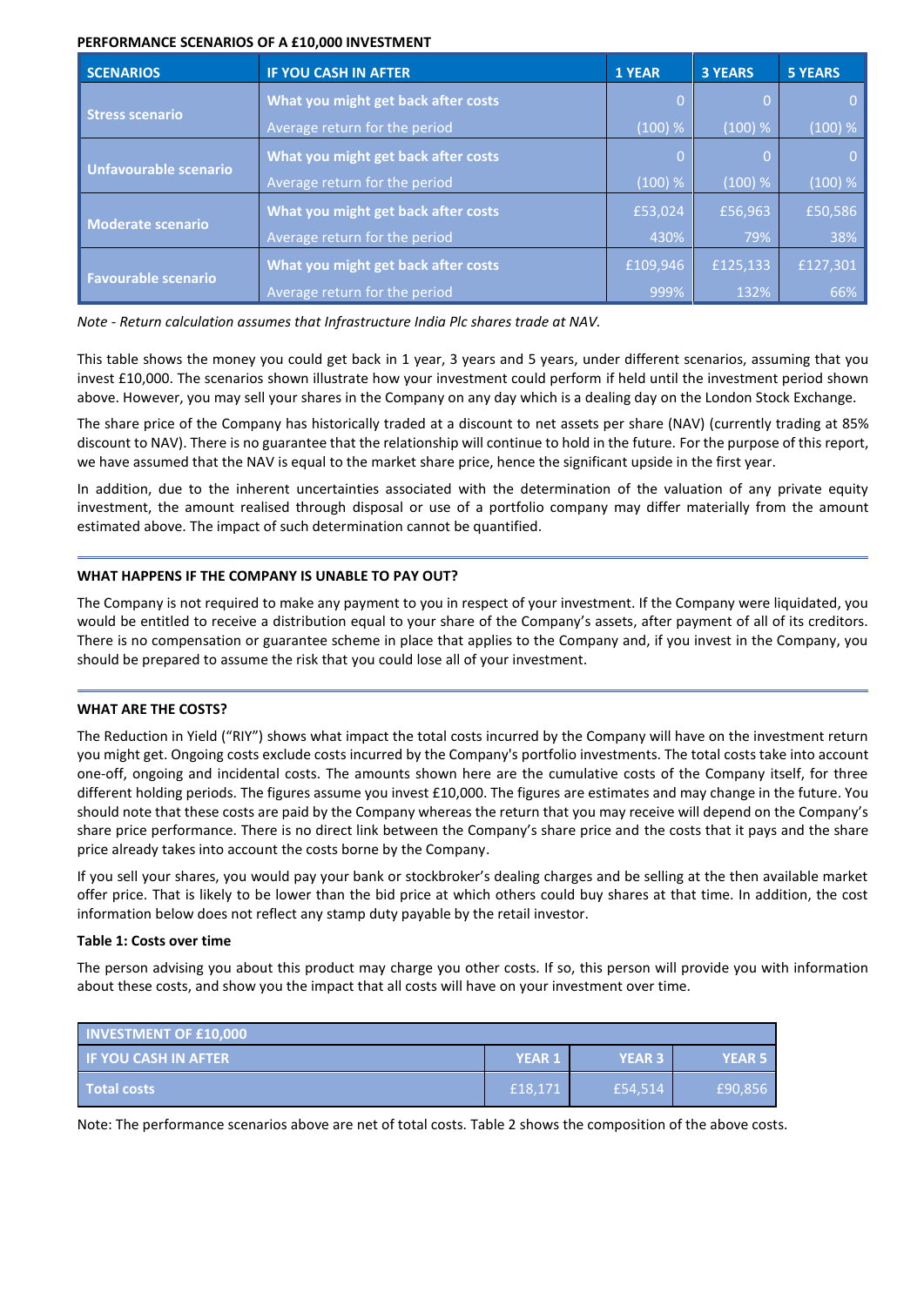**PERFORMANCE SCENARIOS OF A £10,000 INVESTMENT**

| SCENARIOS | IF YOU CASH IN AFTER | 1 YEAR | 3 YEARS | 5 YEARS |
|---|---|---|---|---|
| Stress scenario | What you might get back after costs | 0 | 0 | 0 |
| | Average return for the period | (100) % | (100) % | (100) % |
| Unfavourable scenario | What you might get back after costs | 0 | 0 | 0 |
| | Average return for the period | (100) % | (100) % | (100) % |
| Moderate scenario | What you might get back after costs | £53,024 | £56,963 | £50,586 |
| | Average return for the period | 430% | 79% | 38% |
| Favourable scenario | What you might get back after costs | £109,946 | £125,133 | £127,301 |
| | Average return for the period | 999% | 132% | 66% |

*Note - Return calculation assumes that Infrastructure India Plc shares trade at NAV.*

This table shows the money you could get back in 1 year, 3 years and 5 years, under different scenarios, assuming that you invest £10,000. The scenarios shown illustrate how your investment could perform if held until the investment period shown above. However, you may sell your shares in the Company on any day which is a dealing day on the London Stock Exchange.

The share price of the Company has historically traded at a discount to net assets per share (NAV) (currently trading at 85% discount to NAV). There is no guarantee that the relationship will continue to hold in the future. For the purpose of this report, we have assumed that the NAV is equal to the market share price, hence the significant upside in the first year.

In addition, due to the inherent uncertainties associated with the determination of the valuation of any private equity investment, the amount realised through disposal or use of a portfolio company may differ materially from the amount estimated above. The impact of such determination cannot be quantified.

**WHAT HAPPENS IF THE COMPANY IS UNABLE TO PAY OUT?**

The Company is not required to make any payment to you in respect of your investment. If the Company were liquidated, you would be entitled to receive a distribution equal to your share of the Company's assets, after payment of all of its creditors. There is no compensation or guarantee scheme in place that applies to the Company and, if you invest in the Company, you should be prepared to assume the risk that you could lose all of your investment.

**WHAT ARE THE COSTS?**

The Reduction in Yield ("RIY") shows what impact the total costs incurred by the Company will have on the investment return you might get. Ongoing costs exclude costs incurred by the Company's portfolio investments. The total costs take into account one-off, ongoing and incidental costs. The amounts shown here are the cumulative costs of the Company itself, for three different holding periods. The figures assume you invest £10,000. The figures are estimates and may change in the future. You should note that these costs are paid by the Company whereas the return that you may receive will depend on the Company's share price performance. There is no direct link between the Company's share price and the costs that it pays and the share price already takes into account the costs borne by the Company.

If you sell your shares, you would pay your bank or stockbroker's dealing charges and be selling at the then available market offer price. That is likely to be lower than the bid price at which others could buy shares at that time. In addition, the cost information below does not reflect any stamp duty payable by the retail investor.

**Table 1: Costs over time**

The person advising you about this product may charge you other costs. If so, this person will provide you with information about these costs, and show you the impact that all costs will have on your investment over time.

| INVESTMENT OF £10,000 | | | |
|---|---|---|---|
| IF YOU CASH IN AFTER | YEAR 1 | YEAR 3 | YEAR 5 |
| Total costs | £18,171 | £54,514 | £90,856 |

Note: The performance scenarios above are net of total costs. Table 2 shows the composition of the above costs.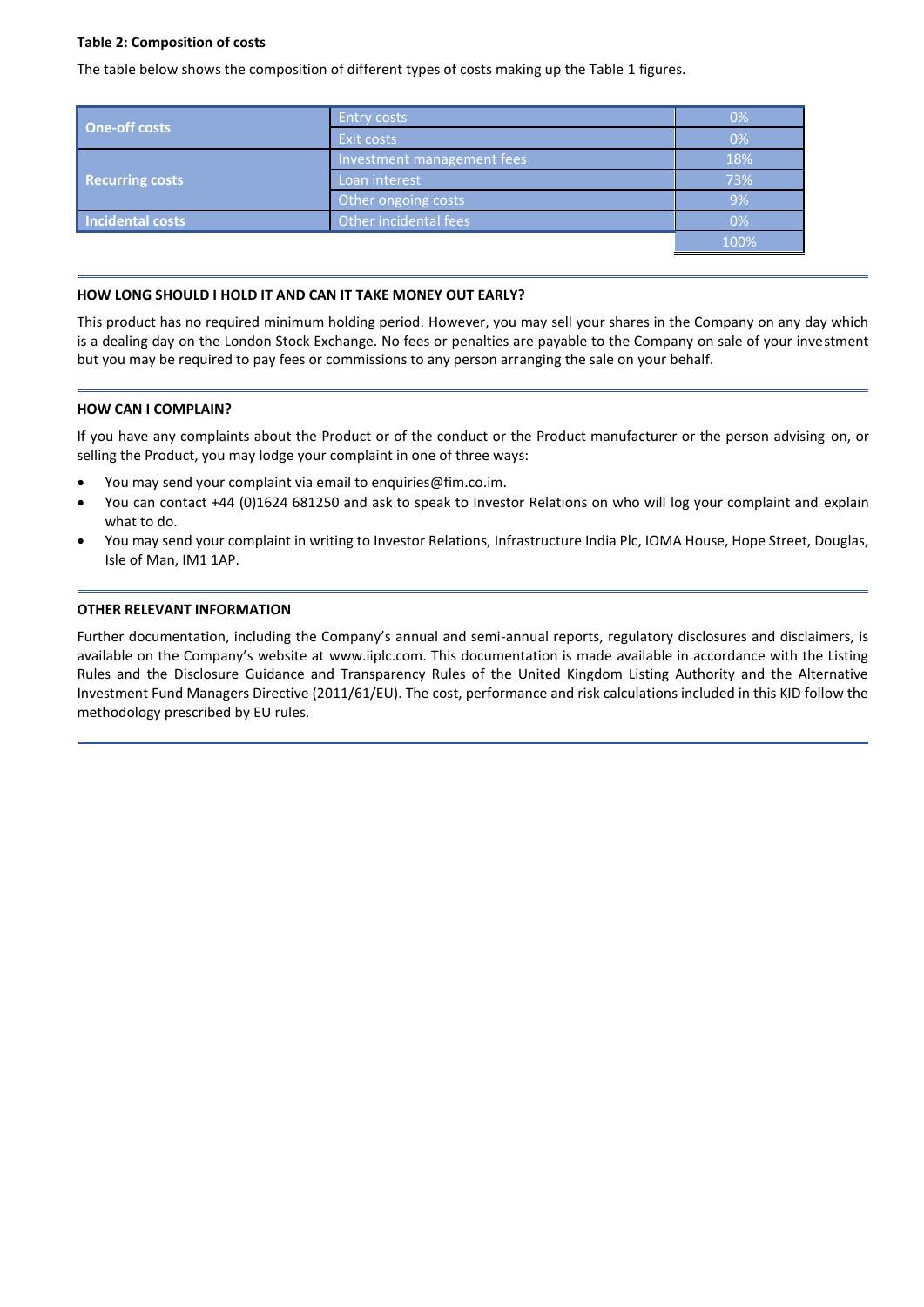**Table 2: Composition of costs**

The table below shows the composition of different types of costs making up the Table 1 figures.

| | | |
|---|---|---|
| **One-off costs** | Entry costs | 0% |
| | Exit costs | 0% |
| **Recurring costs** | Investment management fees | 18% |
| | Loan interest | 73% |
| | Other ongoing costs | 9% |
| **Incidental costs** | Other incidental fees | 0% |
| | | 100% |

**HOW LONG SHOULD I HOLD IT AND CAN IT TAKE MONEY OUT EARLY?**

This product has no required minimum holding period. However, you may sell your shares in the Company on any day which is a dealing day on the London Stock Exchange. No fees or penalties are payable to the Company on sale of your investment but you may be required to pay fees or commissions to any person arranging the sale on your behalf.

**HOW CAN I COMPLAIN?**

If you have any complaints about the Product or of the conduct or the Product manufacturer or the person advising on, or selling the Product, you may lodge your complaint in one of three ways:

- You may send your complaint via email to enquiries@fim.co.im.
- You can contact +44 (0)1624 681250 and ask to speak to Investor Relations on who will log your complaint and explain what to do.
- You may send your complaint in writing to Investor Relations, Infrastructure India Plc, IOMA House, Hope Street, Douglas, Isle of Man, IM1 1AP.

**OTHER RELEVANT INFORMATION**

Further documentation, including the Company's annual and semi-annual reports, regulatory disclosures and disclaimers, is available on the Company's website at www.iiplc.com. This documentation is made available in accordance with the Listing Rules and the Disclosure Guidance and Transparency Rules of the United Kingdom Listing Authority and the Alternative Investment Fund Managers Directive (2011/61/EU). The cost, performance and risk calculations included in this KID follow the methodology prescribed by EU rules.